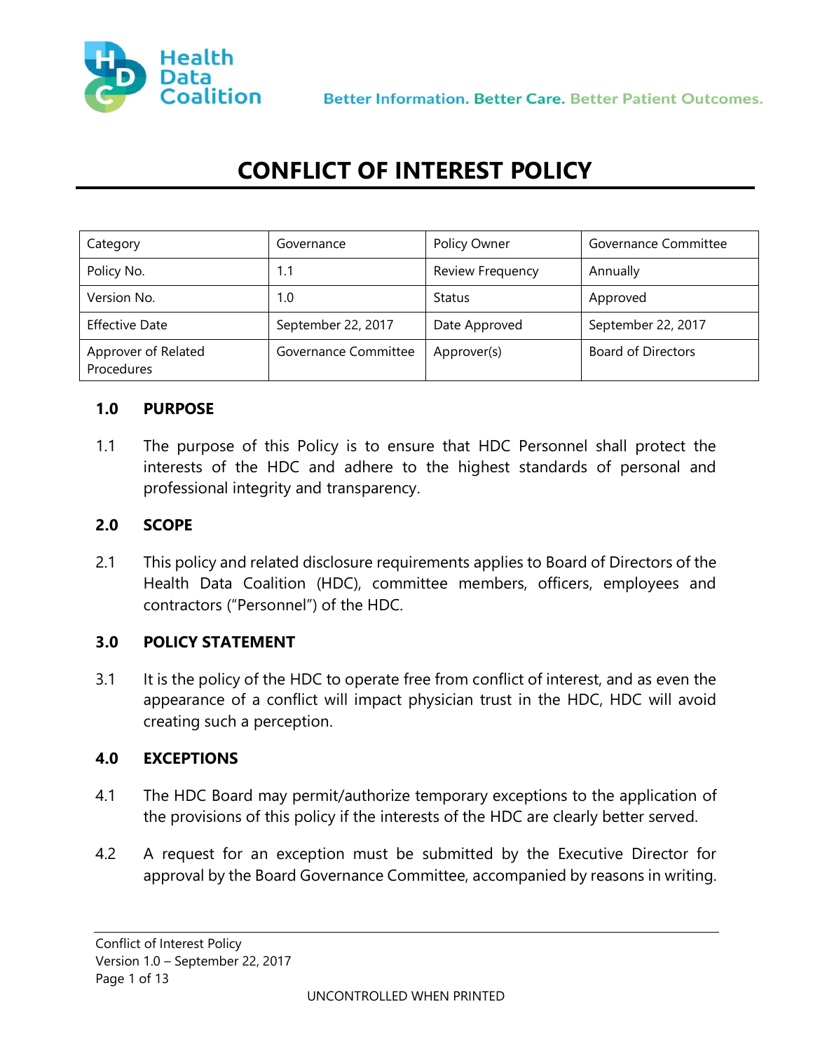Health Data Coalition

Better Information. Better Care. Better Patient Outcomes.

# CONFLICT OF INTEREST POLICY

| Category | Governance | Policy Owner | Governance Committee |
|---|---|---|---|
| Policy No. | 1.1 | Review Frequency | Annually |
| Version No. | 1.0 | Status | Approved |
| Effective Date | September 22, 2017 | Date Approved | September 22, 2017 |
| Approver of Related Procedures | Governance Committee | Approver(s) | Board of Directors |

## 1.0 PURPOSE

1.1 The purpose of this Policy is to ensure that HDC Personnel shall protect the interests of the HDC and adhere to the highest standards of personal and professional integrity and transparency.

## 2.0 SCOPE

2.1 This policy and related disclosure requirements applies to Board of Directors of the Health Data Coalition (HDC), committee members, officers, employees and contractors ("Personnel") of the HDC.

## 3.0 POLICY STATEMENT

3.1 It is the policy of the HDC to operate free from conflict of interest, and as even the appearance of a conflict will impact physician trust in the HDC, HDC will avoid creating such a perception.

## 4.0 EXCEPTIONS

4.1 The HDC Board may permit/authorize temporary exceptions to the application of the provisions of this policy if the interests of the HDC are clearly better served.

4.2 A request for an exception must be submitted by the Executive Director for approval by the Board Governance Committee, accompanied by reasons in writing.

UNCONTROLLED WHEN PRINTED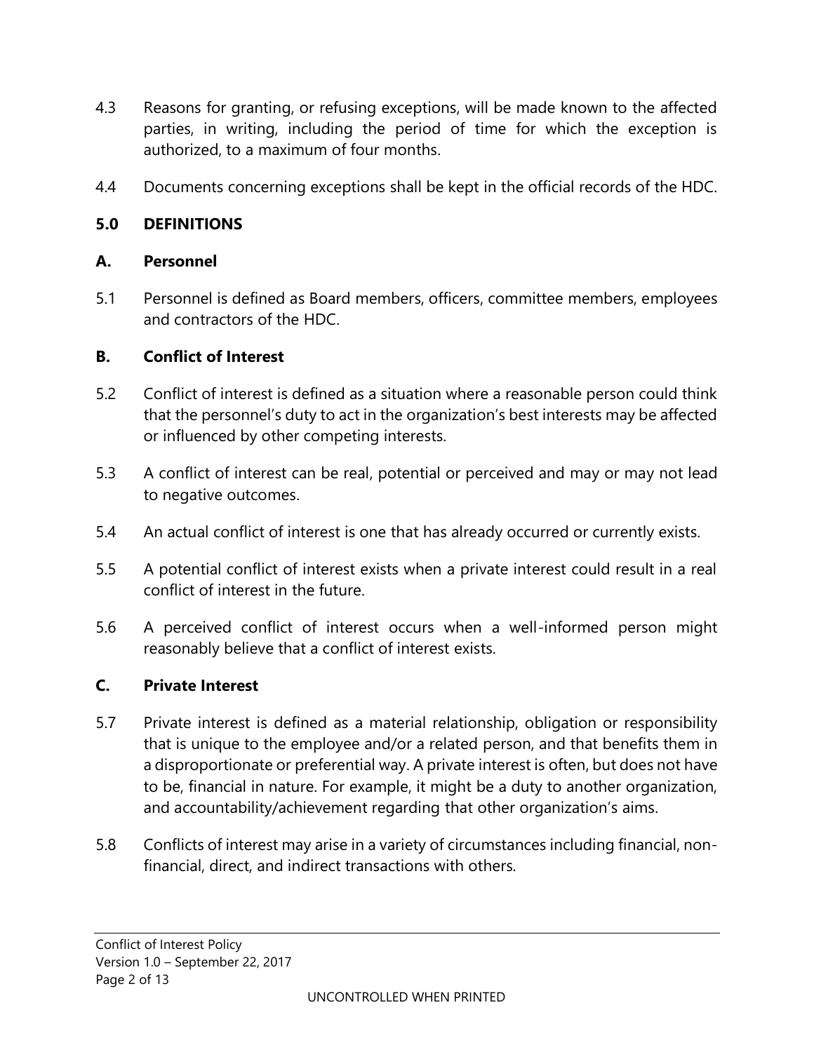4.3 Reasons for granting, or refusing exceptions, will be made known to the affected parties, in writing, including the period of time for which the exception is authorized, to a maximum of four months.

4.4 Documents concerning exceptions shall be kept in the official records of the HDC.

## 5.0 DEFINITIONS

### A. Personnel

5.1 Personnel is defined as Board members, officers, committee members, employees and contractors of the HDC.

### B. Conflict of Interest

5.2 Conflict of interest is defined as a situation where a reasonable person could think that the personnel's duty to act in the organization's best interests may be affected or influenced by other competing interests.

5.3 A conflict of interest can be real, potential or perceived and may or may not lead to negative outcomes.

5.4 An actual conflict of interest is one that has already occurred or currently exists.

5.5 A potential conflict of interest exists when a private interest could result in a real conflict of interest in the future.

5.6 A perceived conflict of interest occurs when a well-informed person might reasonably believe that a conflict of interest exists.

### C. Private Interest

5.7 Private interest is defined as a material relationship, obligation or responsibility that is unique to the employee and/or a related person, and that benefits them in a disproportionate or preferential way. A private interest is often, but does not have to be, financial in nature. For example, it might be a duty to another organization, and accountability/achievement regarding that other organization's aims.

5.8 Conflicts of interest may arise in a variety of circumstances including financial, non-financial, direct, and indirect transactions with others.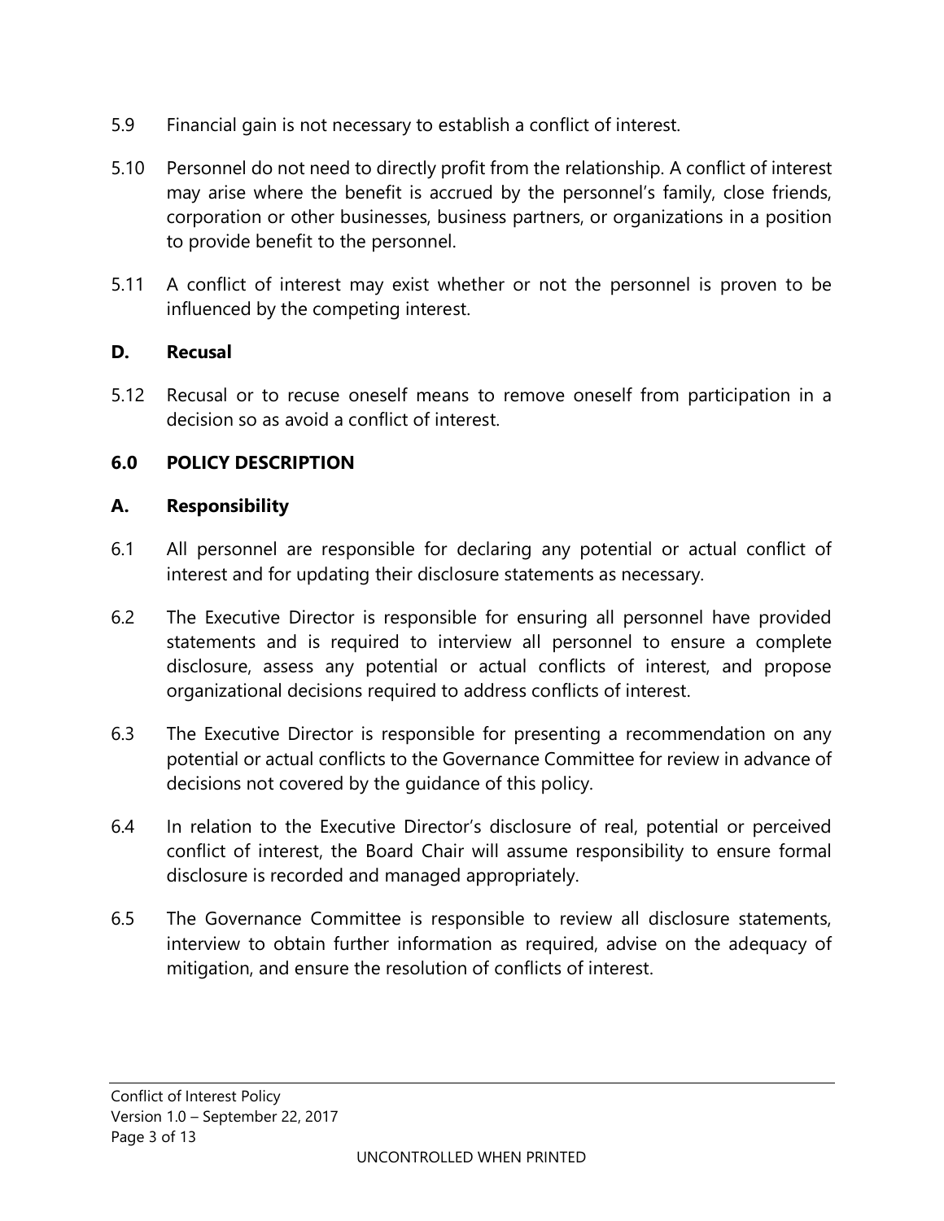5.9 Financial gain is not necessary to establish a conflict of interest.

5.10 Personnel do not need to directly profit from the relationship. A conflict of interest may arise where the benefit is accrued by the personnel's family, close friends, corporation or other businesses, business partners, or organizations in a position to provide benefit to the personnel.

5.11 A conflict of interest may exist whether or not the personnel is proven to be influenced by the competing interest.

### D. Recusal

5.12 Recusal or to recuse oneself means to remove oneself from participation in a decision so as avoid a conflict of interest.

## 6.0 POLICY DESCRIPTION

### A. Responsibility

6.1 All personnel are responsible for declaring any potential or actual conflict of interest and for updating their disclosure statements as necessary.

6.2 The Executive Director is responsible for ensuring all personnel have provided statements and is required to interview all personnel to ensure a complete disclosure, assess any potential or actual conflicts of interest, and propose organizational decisions required to address conflicts of interest.

6.3 The Executive Director is responsible for presenting a recommendation on any potential or actual conflicts to the Governance Committee for review in advance of decisions not covered by the guidance of this policy.

6.4 In relation to the Executive Director's disclosure of real, potential or perceived conflict of interest, the Board Chair will assume responsibility to ensure formal disclosure is recorded and managed appropriately.

6.5 The Governance Committee is responsible to review all disclosure statements, interview to obtain further information as required, advise on the adequacy of mitigation, and ensure the resolution of conflicts of interest.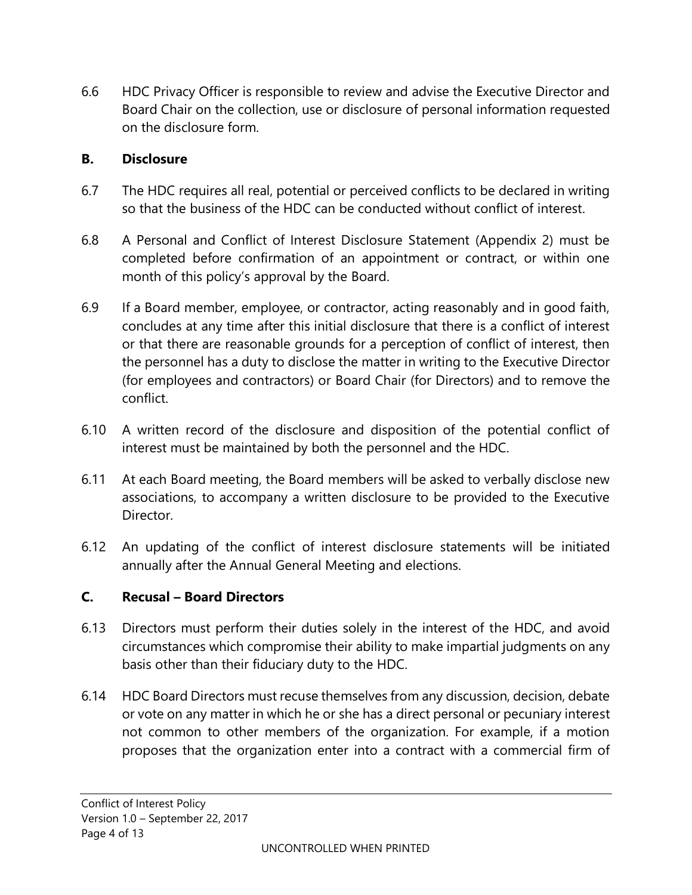6.6 HDC Privacy Officer is responsible to review and advise the Executive Director and Board Chair on the collection, use or disclosure of personal information requested on the disclosure form.

### B. Disclosure

6.7 The HDC requires all real, potential or perceived conflicts to be declared in writing so that the business of the HDC can be conducted without conflict of interest.

6.8 A Personal and Conflict of Interest Disclosure Statement (Appendix 2) must be completed before confirmation of an appointment or contract, or within one month of this policy's approval by the Board.

6.9 If a Board member, employee, or contractor, acting reasonably and in good faith, concludes at any time after this initial disclosure that there is a conflict of interest or that there are reasonable grounds for a perception of conflict of interest, then the personnel has a duty to disclose the matter in writing to the Executive Director (for employees and contractors) or Board Chair (for Directors) and to remove the conflict.

6.10 A written record of the disclosure and disposition of the potential conflict of interest must be maintained by both the personnel and the HDC.

6.11 At each Board meeting, the Board members will be asked to verbally disclose new associations, to accompany a written disclosure to be provided to the Executive Director.

6.12 An updating of the conflict of interest disclosure statements will be initiated annually after the Annual General Meeting and elections.

### C. Recusal – Board Directors

6.13 Directors must perform their duties solely in the interest of the HDC, and avoid circumstances which compromise their ability to make impartial judgments on any basis other than their fiduciary duty to the HDC.

6.14 HDC Board Directors must recuse themselves from any discussion, decision, debate or vote on any matter in which he or she has a direct personal or pecuniary interest not common to other members of the organization. For example, if a motion proposes that the organization enter into a contract with a commercial firm of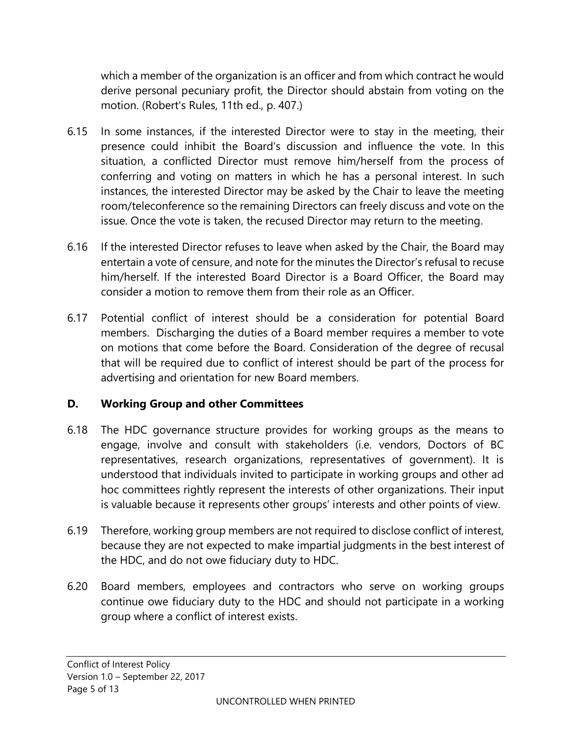which a member of the organization is an officer and from which contract he would derive personal pecuniary profit, the Director should abstain from voting on the motion. (Robert's Rules, 11th ed., p. 407.)

6.15 In some instances, if the interested Director were to stay in the meeting, their presence could inhibit the Board's discussion and influence the vote. In this situation, a conflicted Director must remove him/herself from the process of conferring and voting on matters in which he has a personal interest. In such instances, the interested Director may be asked by the Chair to leave the meeting room/teleconference so the remaining Directors can freely discuss and vote on the issue. Once the vote is taken, the recused Director may return to the meeting.

6.16 If the interested Director refuses to leave when asked by the Chair, the Board may entertain a vote of censure, and note for the minutes the Director's refusal to recuse him/herself. If the interested Board Director is a Board Officer, the Board may consider a motion to remove them from their role as an Officer.

6.17 Potential conflict of interest should be a consideration for potential Board members. Discharging the duties of a Board member requires a member to vote on motions that come before the Board. Consideration of the degree of recusal that will be required due to conflict of interest should be part of the process for advertising and orientation for new Board members.

## D. Working Group and other Committees

6.18 The HDC governance structure provides for working groups as the means to engage, involve and consult with stakeholders (i.e. vendors, Doctors of BC representatives, research organizations, representatives of government). It is understood that individuals invited to participate in working groups and other ad hoc committees rightly represent the interests of other organizations. Their input is valuable because it represents other groups' interests and other points of view.

6.19 Therefore, working group members are not required to disclose conflict of interest, because they are not expected to make impartial judgments in the best interest of the HDC, and do not owe fiduciary duty to HDC.

6.20 Board members, employees and contractors who serve on working groups continue owe fiduciary duty to the HDC and should not participate in a working group where a conflict of interest exists.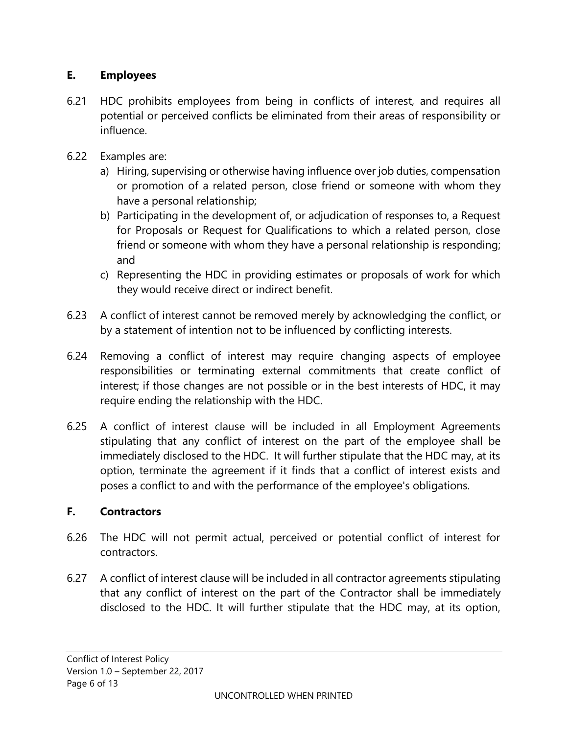## E. Employees

6.21 HDC prohibits employees from being in conflicts of interest, and requires all potential or perceived conflicts be eliminated from their areas of responsibility or influence.

6.22 Examples are:

a) Hiring, supervising or otherwise having influence over job duties, compensation or promotion of a related person, close friend or someone with whom they have a personal relationship;
b) Participating in the development of, or adjudication of responses to, a Request for Proposals or Request for Qualifications to which a related person, close friend or someone with whom they have a personal relationship is responding; and
c) Representing the HDC in providing estimates or proposals of work for which they would receive direct or indirect benefit.

6.23 A conflict of interest cannot be removed merely by acknowledging the conflict, or by a statement of intention not to be influenced by conflicting interests.

6.24 Removing a conflict of interest may require changing aspects of employee responsibilities or terminating external commitments that create conflict of interest; if those changes are not possible or in the best interests of HDC, it may require ending the relationship with the HDC.

6.25 A conflict of interest clause will be included in all Employment Agreements stipulating that any conflict of interest on the part of the employee shall be immediately disclosed to the HDC. It will further stipulate that the HDC may, at its option, terminate the agreement if it finds that a conflict of interest exists and poses a conflict to and with the performance of the employee's obligations.

## F. Contractors

6.26 The HDC will not permit actual, perceived or potential conflict of interest for contractors.

6.27 A conflict of interest clause will be included in all contractor agreements stipulating that any conflict of interest on the part of the Contractor shall be immediately disclosed to the HDC. It will further stipulate that the HDC may, at its option,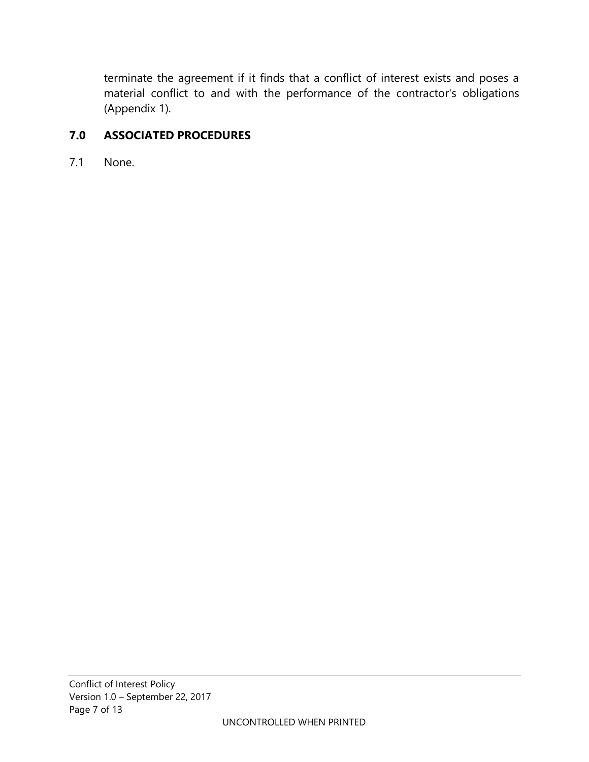terminate the agreement if it finds that a conflict of interest exists and poses a material conflict to and with the performance of the contractor's obligations (Appendix 1).

## 7.0 ASSOCIATED PROCEDURES

7.1 None.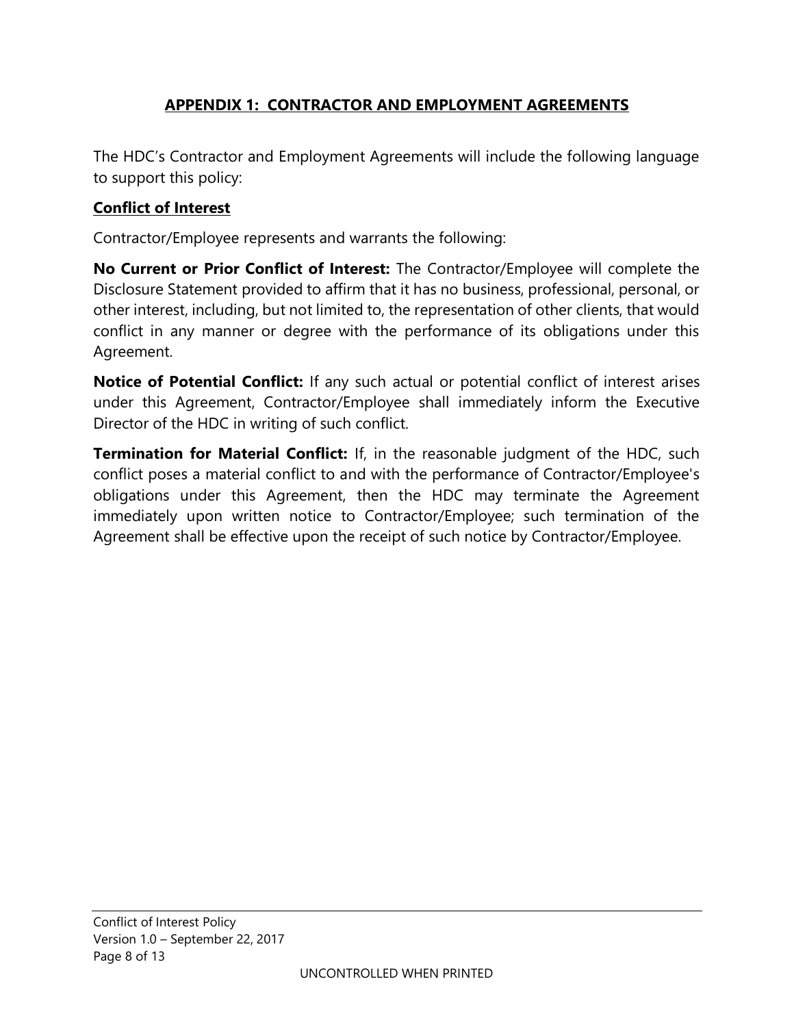## APPENDIX 1: CONTRACTOR AND EMPLOYMENT AGREEMENTS

The HDC's Contractor and Employment Agreements will include the following language to support this policy:

**Conflict of Interest**

Contractor/Employee represents and warrants the following:

**No Current or Prior Conflict of Interest:** The Contractor/Employee will complete the Disclosure Statement provided to affirm that it has no business, professional, personal, or other interest, including, but not limited to, the representation of other clients, that would conflict in any manner or degree with the performance of its obligations under this Agreement.

**Notice of Potential Conflict:** If any such actual or potential conflict of interest arises under this Agreement, Contractor/Employee shall immediately inform the Executive Director of the HDC in writing of such conflict.

**Termination for Material Conflict:** If, in the reasonable judgment of the HDC, such conflict poses a material conflict to and with the performance of Contractor/Employee's obligations under this Agreement, then the HDC may terminate the Agreement immediately upon written notice to Contractor/Employee; such termination of the Agreement shall be effective upon the receipt of such notice by Contractor/Employee.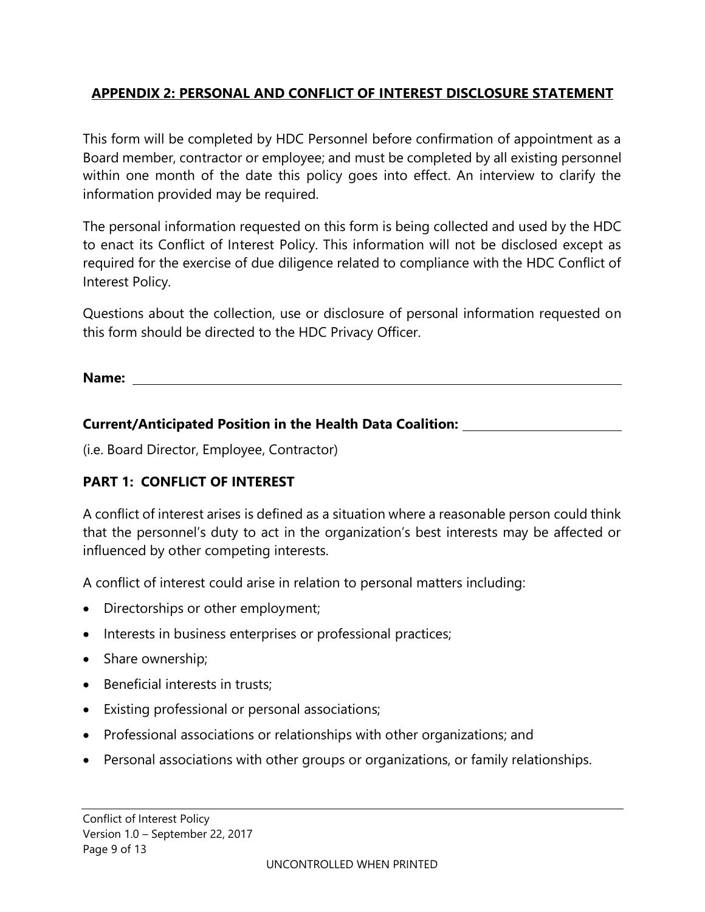## APPENDIX 2: PERSONAL AND CONFLICT OF INTEREST DISCLOSURE STATEMENT

This form will be completed by HDC Personnel before confirmation of appointment as a Board member, contractor or employee; and must be completed by all existing personnel within one month of the date this policy goes into effect. An interview to clarify the information provided may be required.

The personal information requested on this form is being collected and used by the HDC to enact its Conflict of Interest Policy. This information will not be disclosed except as required for the exercise of due diligence related to compliance with the HDC Conflict of Interest Policy.

Questions about the collection, use or disclosure of personal information requested on this form should be directed to the HDC Privacy Officer.

**Name:** ____________________________________________

**Current/Anticipated Position in the Health Data Coalition:** ____________________

(i.e. Board Director, Employee, Contractor)

### PART 1: CONFLICT OF INTEREST

A conflict of interest arises is defined as a situation where a reasonable person could think that the personnel's duty to act in the organization's best interests may be affected or influenced by other competing interests.

A conflict of interest could arise in relation to personal matters including:

- Directorships or other employment;
- Interests in business enterprises or professional practices;
- Share ownership;
- Beneficial interests in trusts;
- Existing professional or personal associations;
- Professional associations or relationships with other organizations; and
- Personal associations with other groups or organizations, or family relationships.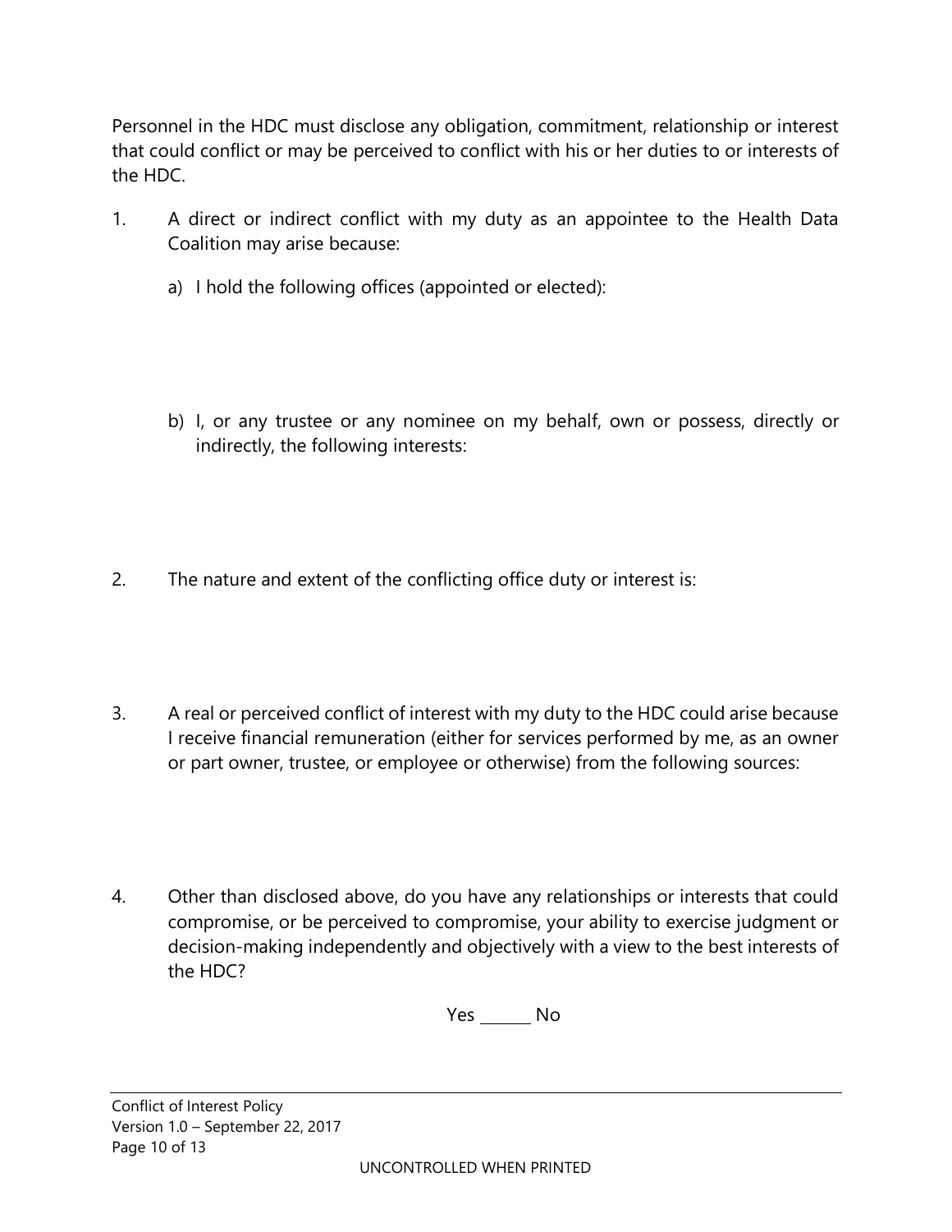Personnel in the HDC must disclose any obligation, commitment, relationship or interest that could conflict or may be perceived to conflict with his or her duties to or interests of the HDC.

1. A direct or indirect conflict with my duty as an appointee to the Health Data Coalition may arise because:

   a) I hold the following offices (appointed or elected):

   b) I, or any trustee or any nominee on my behalf, own or possess, directly or indirectly, the following interests:

2. The nature and extent of the conflicting office duty or interest is:

3. A real or perceived conflict of interest with my duty to the HDC could arise because I receive financial remuneration (either for services performed by me, as an owner or part owner, trustee, or employee or otherwise) from the following sources:

4. Other than disclosed above, do you have any relationships or interests that could compromise, or be perceived to compromise, your ability to exercise judgment or decision-making independently and objectively with a view to the best interests of the HDC?

   Yes _______ No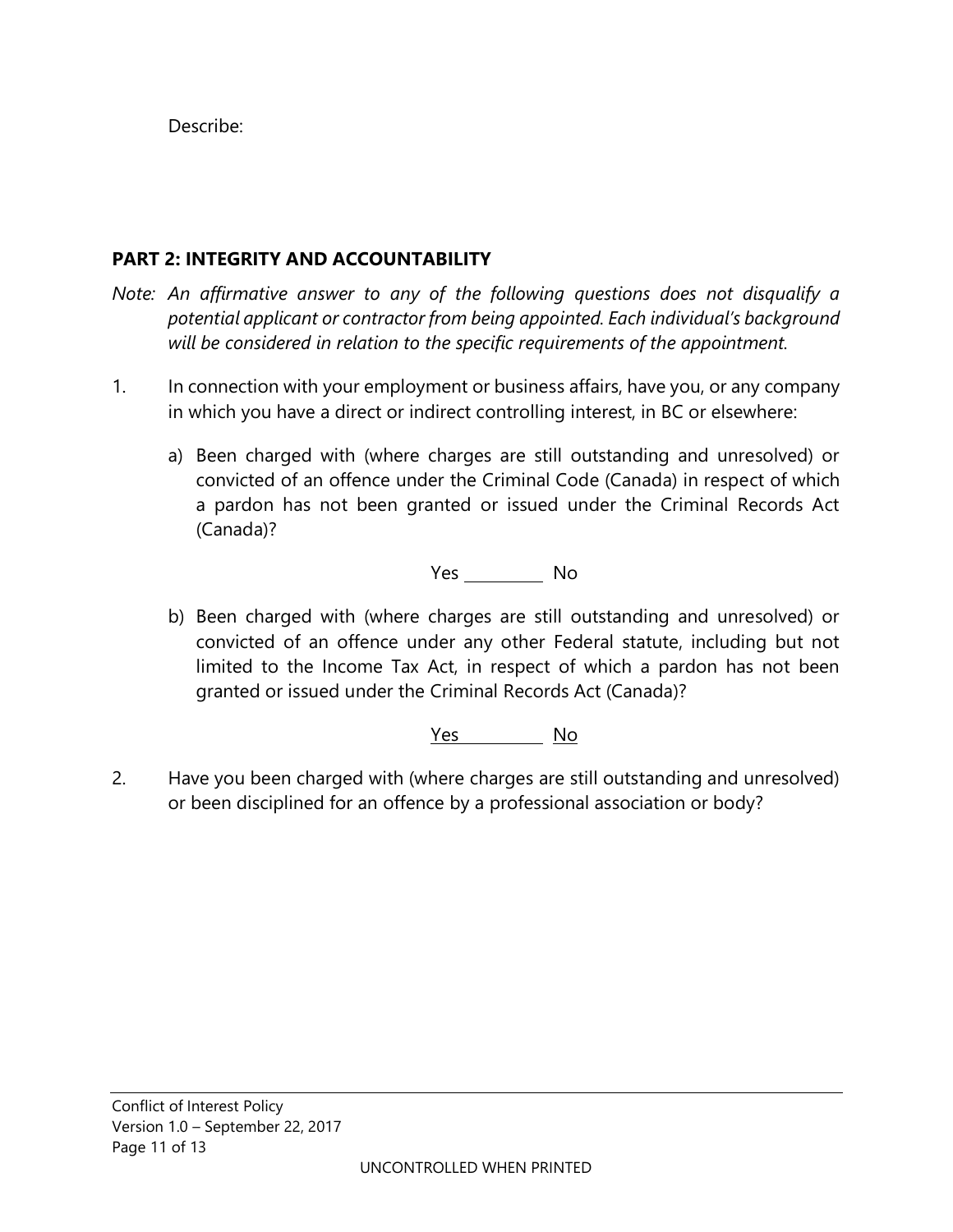Describe:

## PART 2: INTEGRITY AND ACCOUNTABILITY

*Note: An affirmative answer to any of the following questions does not disqualify a potential applicant or contractor from being appointed. Each individual's background will be considered in relation to the specific requirements of the appointment.*

1. In connection with your employment or business affairs, have you, or any company in which you have a direct or indirect controlling interest, in BC or elsewhere:

   a) Been charged with (where charges are still outstanding and unresolved) or convicted of an offence under the Criminal Code (Canada) in respect of which a pardon has not been granted or issued under the Criminal Records Act (Canada)?

   Yes ________ No

   b) Been charged with (where charges are still outstanding and unresolved) or convicted of an offence under any other Federal statute, including but not limited to the Income Tax Act, in respect of which a pardon has not been granted or issued under the Criminal Records Act (Canada)?

   Yes ________ No

2. Have you been charged with (where charges are still outstanding and unresolved) or been disciplined for an offence by a professional association or body?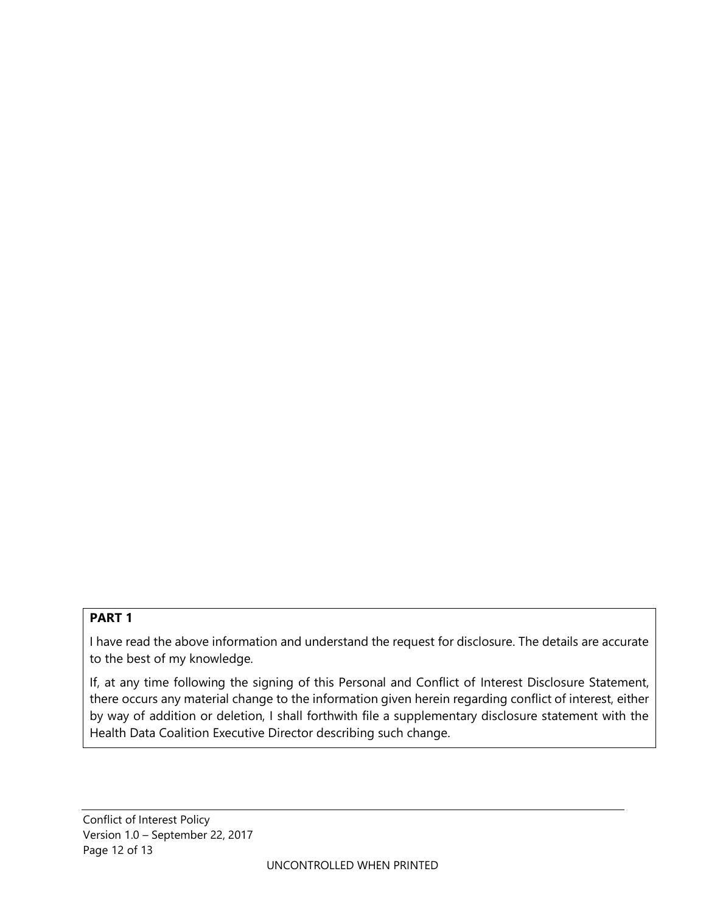**PART 1**

I have read the above information and understand the request for disclosure. The details are accurate to the best of my knowledge.

If, at any time following the signing of this Personal and Conflict of Interest Disclosure Statement, there occurs any material change to the information given herein regarding conflict of interest, either by way of addition or deletion, I shall forthwith file a supplementary disclosure statement with the Health Data Coalition Executive Director describing such change.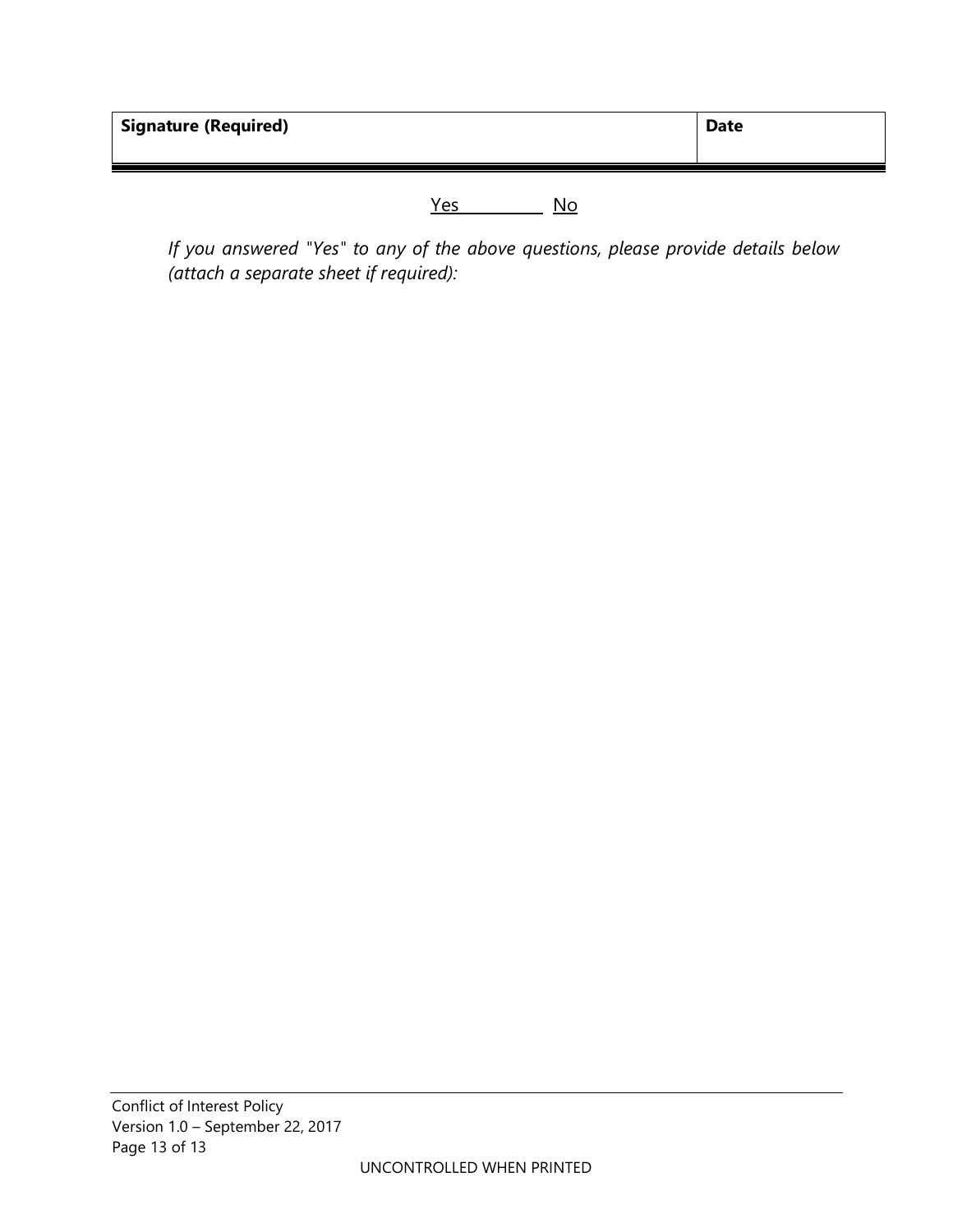| Signature (Required) | Date |
| --- | --- |
| | |

Yes No

*If you answered "Yes" to any of the above questions, please provide details below (attach a separate sheet if required):*

UNCONTROLLED WHEN PRINTED